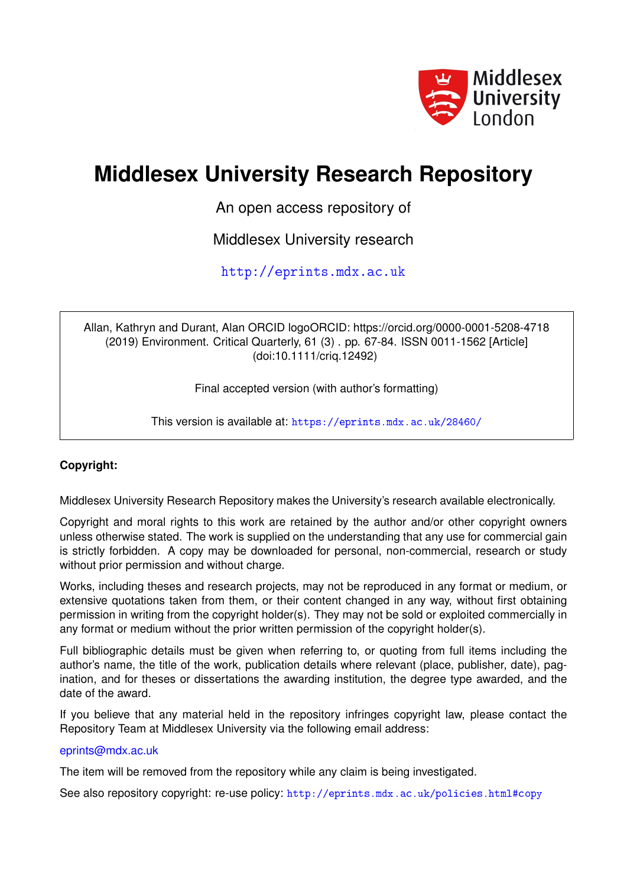Middlesex University London

# Middlesex University Research Repository

An open access repository of

Middlesex University research

http://eprints.mdx.ac.uk

Allan, Kathryn and Durant, Alan ORCID logoORCID: https://orcid.org/0000-0001-5208-4718 (2019) Environment. Critical Quarterly, 61 (3) . pp. 67-84. ISSN 0011-1562 [Article] (doi:10.1111/criq.12492)

Final accepted version (with author's formatting)

This version is available at: https://eprints.mdx.ac.uk/28460/

**Copyright:**

Middlesex University Research Repository makes the University's research available electronically.

Copyright and moral rights to this work are retained by the author and/or other copyright owners unless otherwise stated. The work is supplied on the understanding that any use for commercial gain is strictly forbidden. A copy may be downloaded for personal, non-commercial, research or study without prior permission and without charge.

Works, including theses and research projects, may not be reproduced in any format or medium, or extensive quotations taken from them, or their content changed in any way, without first obtaining permission in writing from the copyright holder(s). They may not be sold or exploited commercially in any format or medium without the prior written permission of the copyright holder(s).

Full bibliographic details must be given when referring to, or quoting from full items including the author's name, the title of the work, publication details where relevant (place, publisher, date), pagination, and for theses or dissertations the awarding institution, the degree type awarded, and the date of the award.

If you believe that any material held in the repository infringes copyright law, please contact the Repository Team at Middlesex University via the following email address:

eprints@mdx.ac.uk

The item will be removed from the repository while any claim is being investigated.

See also repository copyright: re-use policy: http://eprints.mdx.ac.uk/policies.html#copy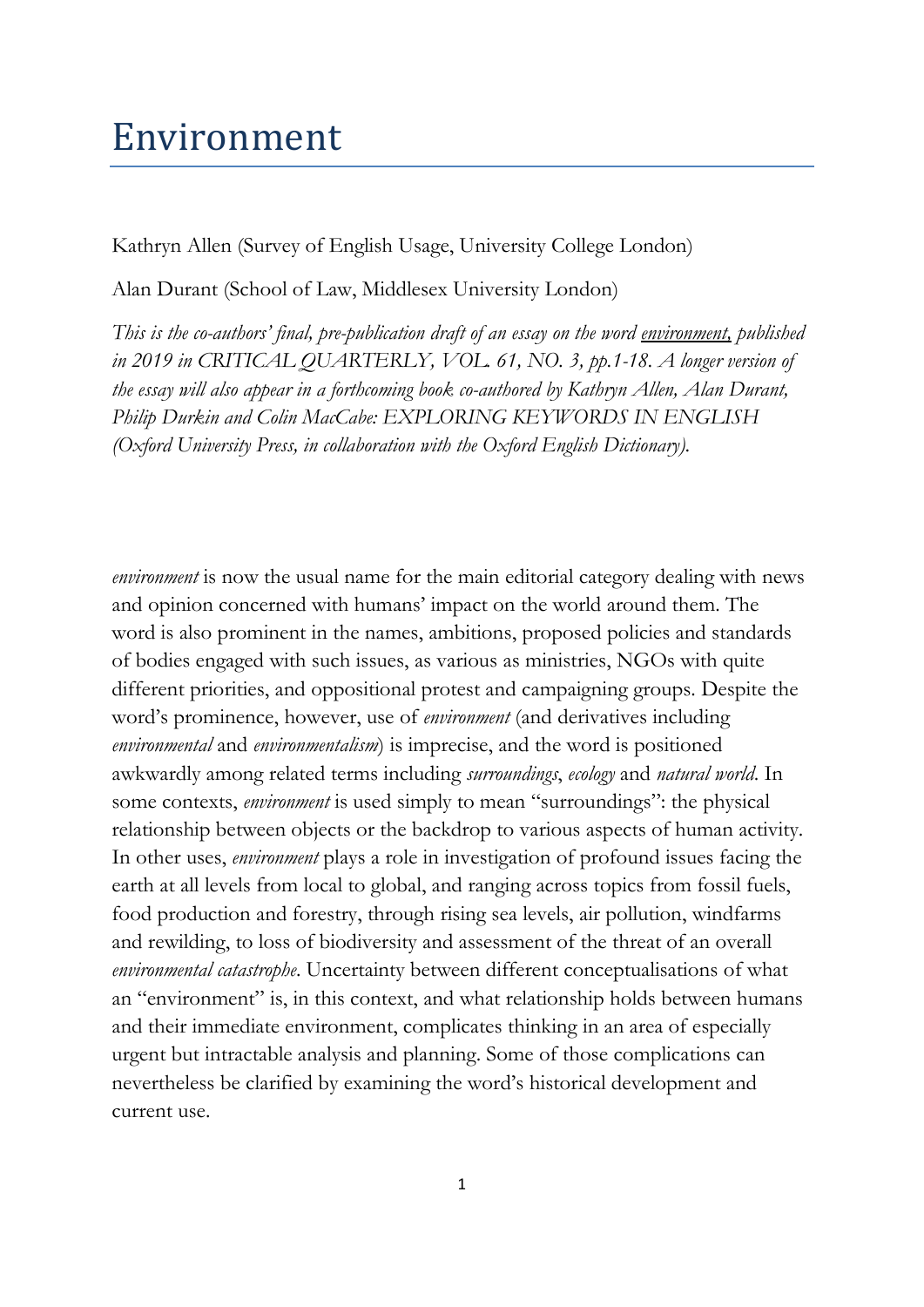# Environment

Kathryn Allen (Survey of English Usage, University College London)

Alan Durant (School of Law, Middlesex University London)

*This is the co-authors' final, pre-publication draft of an essay on the word* *environment*, *published in 2019 in CRITICAL QUARTERLY, VOL. 61, NO. 3, pp.1-18. A longer version of the essay will also appear in a forthcoming book co-authored by Kathryn Allen, Alan Durant, Philip Durkin and Colin MacCabe: EXPLORING KEYWORDS IN ENGLISH (Oxford University Press, in collaboration with the Oxford English Dictionary).*

*environment* is now the usual name for the main editorial category dealing with news and opinion concerned with humans' impact on the world around them. The word is also prominent in the names, ambitions, proposed policies and standards of bodies engaged with such issues, as various as ministries, NGOs with quite different priorities, and oppositional protest and campaigning groups. Despite the word's prominence, however, use of *environment* (and derivatives including *environmental* and *environmentalism*) is imprecise, and the word is positioned awkwardly among related terms including *surroundings*, *ecology* and *natural world*. In some contexts, *environment* is used simply to mean "surroundings": the physical relationship between objects or the backdrop to various aspects of human activity. In other uses, *environment* plays a role in investigation of profound issues facing the earth at all levels from local to global, and ranging across topics from fossil fuels, food production and forestry, through rising sea levels, air pollution, windfarms and rewilding, to loss of biodiversity and assessment of the threat of an overall *environmental catastrophe*. Uncertainty between different conceptualisations of what an "environment" is, in this context, and what relationship holds between humans and their immediate environment, complicates thinking in an area of especially urgent but intractable analysis and planning. Some of those complications can nevertheless be clarified by examining the word's historical development and current use.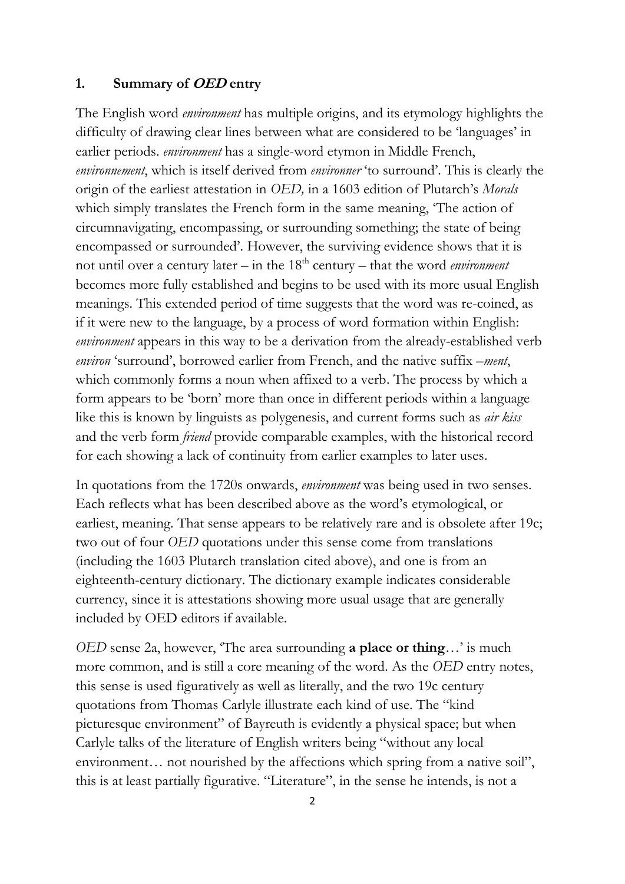## 1. Summary of ***OED*** entry

The English word *environment* has multiple origins, and its etymology highlights the difficulty of drawing clear lines between what are considered to be 'languages' in earlier periods. *environment* has a single-word etymon in Middle French, *environnement*, which is itself derived from *environner* 'to surround'. This is clearly the origin of the earliest attestation in *OED,* in a 1603 edition of Plutarch's *Morals* which simply translates the French form in the same meaning, 'The action of circumnavigating, encompassing, or surrounding something; the state of being encompassed or surrounded'. However, the surviving evidence shows that it is not until over a century later – in the 18th century – that the word *environment* becomes more fully established and begins to be used with its more usual English meanings. This extended period of time suggests that the word was re-coined, as if it were new to the language, by a process of word formation within English: *environment* appears in this way to be a derivation from the already-established verb *environ* 'surround', borrowed earlier from French, and the native suffix *–ment*, which commonly forms a noun when affixed to a verb. The process by which a form appears to be 'born' more than once in different periods within a language like this is known by linguists as polygenesis, and current forms such as *air kiss* and the verb form *friend* provide comparable examples, with the historical record for each showing a lack of continuity from earlier examples to later uses.

In quotations from the 1720s onwards, *environment* was being used in two senses. Each reflects what has been described above as the word's etymological, or earliest, meaning. That sense appears to be relatively rare and is obsolete after 19c; two out of four *OED* quotations under this sense come from translations (including the 1603 Plutarch translation cited above), and one is from an eighteenth-century dictionary. The dictionary example indicates considerable currency, since it is attestations showing more usual usage that are generally included by OED editors if available.

*OED* sense 2a, however, 'The area surrounding **a place or thing**…' is much more common, and is still a core meaning of the word. As the *OED* entry notes, this sense is used figuratively as well as literally, and the two 19c century quotations from Thomas Carlyle illustrate each kind of use. The "kind picturesque environment" of Bayreuth is evidently a physical space; but when Carlyle talks of the literature of English writers being "without any local environment… not nourished by the affections which spring from a native soil", this is at least partially figurative. "Literature", in the sense he intends, is not a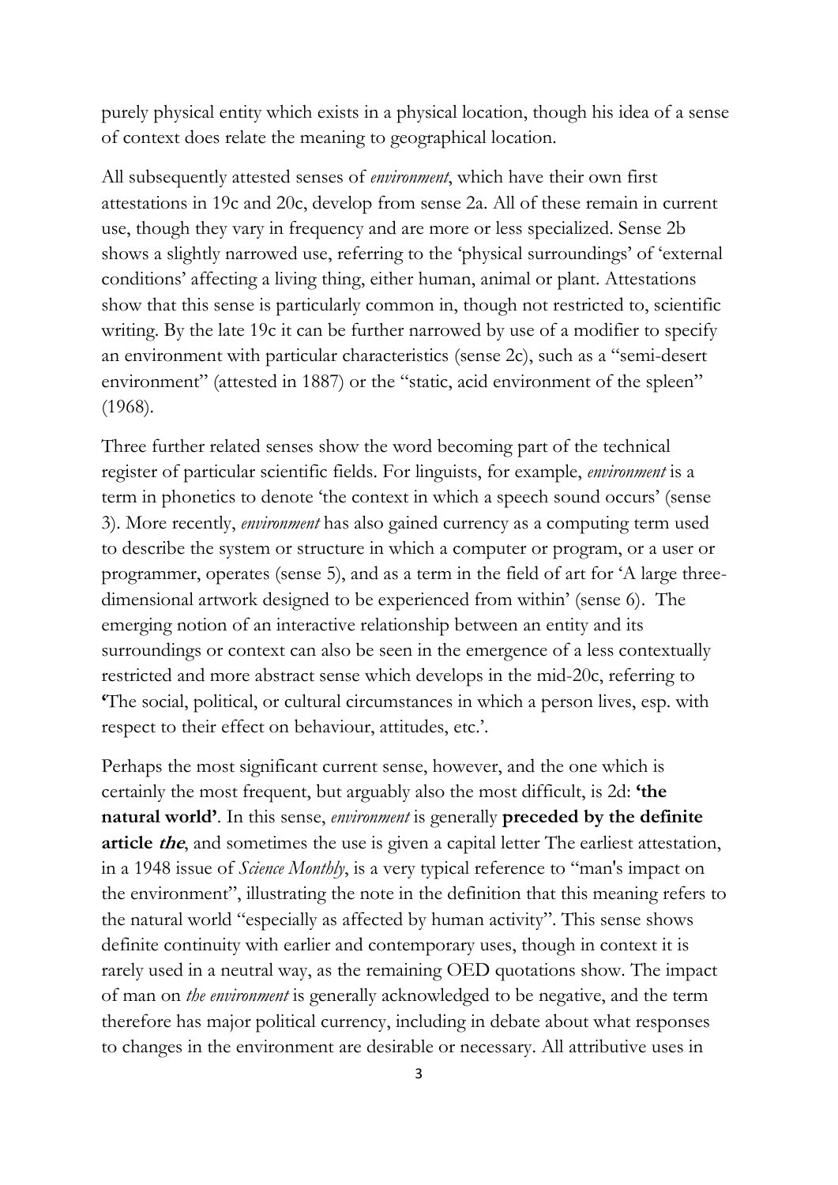purely physical entity which exists in a physical location, though his idea of a sense of context does relate the meaning to geographical location.

All subsequently attested senses of *environment*, which have their own first attestations in 19c and 20c, develop from sense 2a. All of these remain in current use, though they vary in frequency and are more or less specialized. Sense 2b shows a slightly narrowed use, referring to the 'physical surroundings' of 'external conditions' affecting a living thing, either human, animal or plant. Attestations show that this sense is particularly common in, though not restricted to, scientific writing. By the late 19c it can be further narrowed by use of a modifier to specify an environment with particular characteristics (sense 2c), such as a "semi-desert environment" (attested in 1887) or the "static, acid environment of the spleen" (1968).

Three further related senses show the word becoming part of the technical register of particular scientific fields. For linguists, for example, *environment* is a term in phonetics to denote 'the context in which a speech sound occurs' (sense 3). More recently, *environment* has also gained currency as a computing term used to describe the system or structure in which a computer or program, or a user or programmer, operates (sense 5), and as a term in the field of art for 'A large three-dimensional artwork designed to be experienced from within' (sense 6). The emerging notion of an interactive relationship between an entity and its surroundings or context can also be seen in the emergence of a less contextually restricted and more abstract sense which develops in the mid-20c, referring to **'**The social, political, or cultural circumstances in which a person lives, esp. with respect to their effect on behaviour, attitudes, etc.'.

Perhaps the most significant current sense, however, and the one which is certainly the most frequent, but arguably also the most difficult, is 2d: **'the natural world'**. In this sense, *environment* is generally **preceded by the definite article *the***, and sometimes the use is given a capital letter The earliest attestation, in a 1948 issue of *Science Monthly*, is a very typical reference to "man's impact on the environment", illustrating the note in the definition that this meaning refers to the natural world "especially as affected by human activity". This sense shows definite continuity with earlier and contemporary uses, though in context it is rarely used in a neutral way, as the remaining OED quotations show. The impact of man on *the environment* is generally acknowledged to be negative, and the term therefore has major political currency, including in debate about what responses to changes in the environment are desirable or necessary. All attributive uses in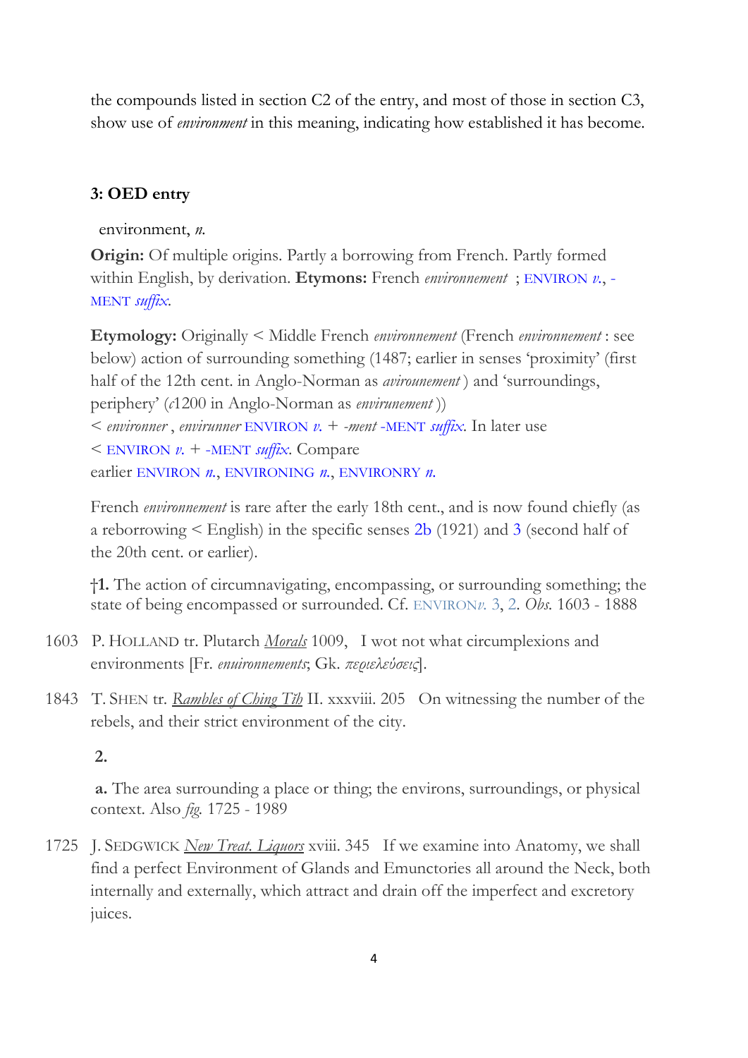the compounds listed in section C2 of the entry, and most of those in section C3, show use of *environment* in this meaning, indicating how established it has become.

### 3: OED entry

environment, *n.*

**Origin:** Of multiple origins. Partly a borrowing from French. Partly formed within English, by derivation. **Etymons:** French *environnement* ; ENVIRON *v.*, -MENT *suffix*.

**Etymology:** Originally < Middle French *environnement* (French *environnement* : see below) action of surrounding something (1487; earlier in senses 'proximity' (first half of the 12th cent. in Anglo-Norman as *avirounement* ) and 'surroundings, periphery' (*c*1200 in Anglo-Norman as *envirunement* ))
< *environner* , *envirunner* ENVIRON *v.* + *-ment* -MENT *suffix*. In later use
< ENVIRON *v.* + -MENT *suffix*. Compare
earlier ENVIRON *n.*, ENVIRONING *n.*, ENVIRONRY *n.*

French *environnement* is rare after the early 18th cent., and is now found chiefly (as a reborrowing < English) in the specific senses 2b (1921) and 3 (second half of the 20th cent. or earlier).

†**1.** The action of circumnavigating, encompassing, or surrounding something; the state of being encompassed or surrounded. Cf. ENVIRON*v.* 3, 2. *Obs.* 1603 - 1888

1603 P. HOLLAND tr. Plutarch *Morals* 1009, I wot not what circumplexions and environments [Fr. *enuironnements*; Gk. *περιελεύσεις*].

1843 T. SHEN tr. *Rambles of Ching Tih* II. xxxviii. 205 On witnessing the number of the rebels, and their strict environment of the city.

**2.**

**a.** The area surrounding a place or thing; the environs, surroundings, or physical context. Also *fig.* 1725 - 1989

1725 J. SEDGWICK *New Treat. Liquors* xviii. 345 If we examine into Anatomy, we shall find a perfect Environment of Glands and Emunctories all around the Neck, both internally and externally, which attract and drain off the imperfect and excretory juices.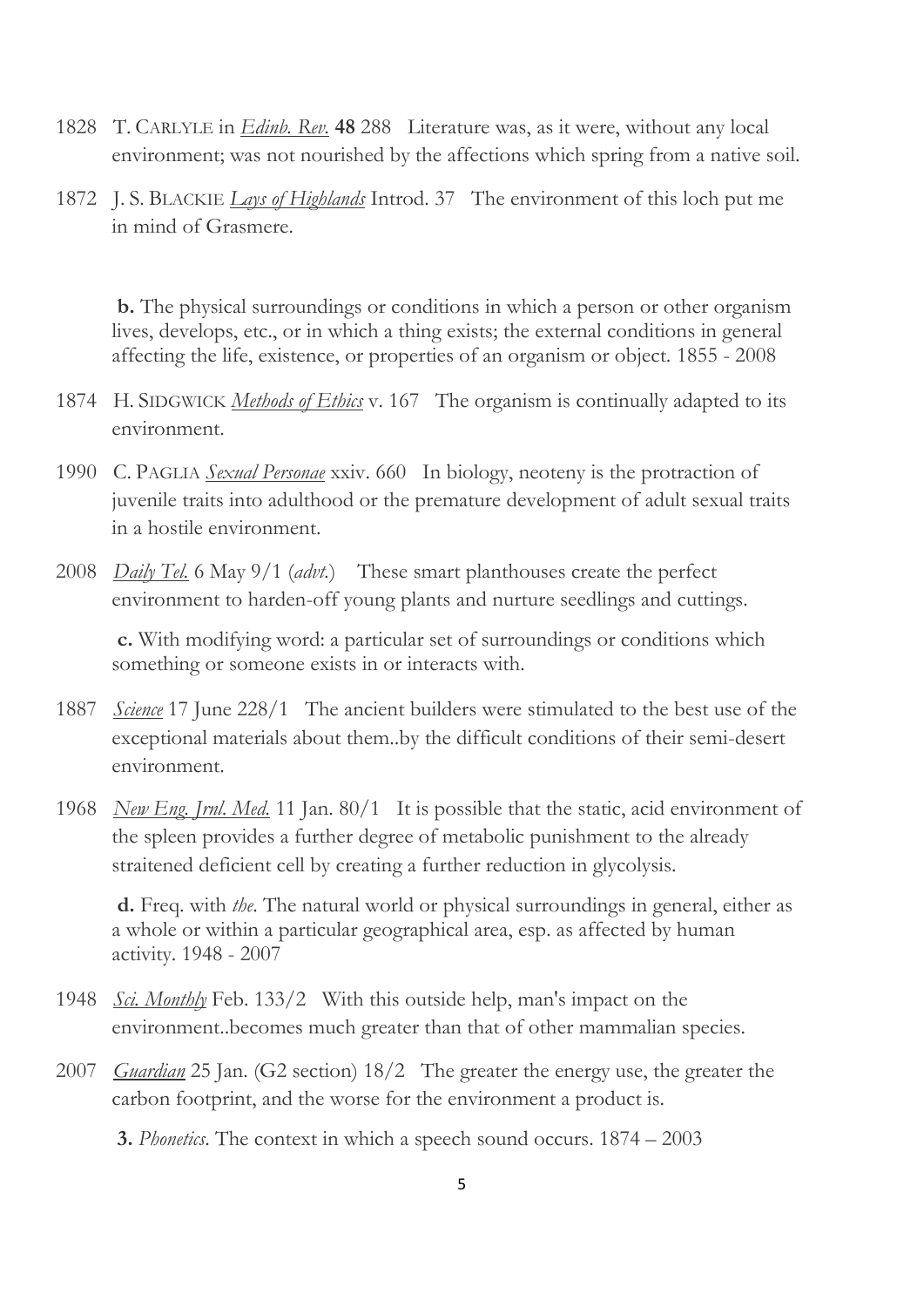1828 T. CARLYLE in *Edinb. Rev.* **48** 288 Literature was, as it were, without any local environment; was not nourished by the affections which spring from a native soil.

1872 J. S. BLACKIE *Lays of Highlands* Introd. 37 The environment of this loch put me in mind of Grasmere.

**b.** The physical surroundings or conditions in which a person or other organism lives, develops, etc., or in which a thing exists; the external conditions in general affecting the life, existence, or properties of an organism or object. 1855 - 2008

1874 H. SIDGWICK *Methods of Ethics* v. 167 The organism is continually adapted to its environment.

1990 C. PAGLIA *Sexual Personae* xxiv. 660 In biology, neoteny is the protraction of juvenile traits into adulthood or the premature development of adult sexual traits in a hostile environment.

2008 *Daily Tel.* 6 May 9/1 (*advt.*) These smart planthouses create the perfect environment to harden-off young plants and nurture seedlings and cuttings.

**c.** With modifying word: a particular set of surroundings or conditions which something or someone exists in or interacts with.

1887 *Science* 17 June 228/1 The ancient builders were stimulated to the best use of the exceptional materials about them..by the difficult conditions of their semi-desert environment.

1968 *New Eng. Jrnl. Med.* 11 Jan. 80/1 It is possible that the static, acid environment of the spleen provides a further degree of metabolic punishment to the already straitened deficient cell by creating a further reduction in glycolysis.

**d.** Freq. with *the*. The natural world or physical surroundings in general, either as a whole or within a particular geographical area, esp. as affected by human activity. 1948 - 2007

1948 *Sci. Monthly* Feb. 133/2 With this outside help, man's impact on the environment..becomes much greater than that of other mammalian species.

2007 *Guardian* 25 Jan. (G2 section) 18/2 The greater the energy use, the greater the carbon footprint, and the worse for the environment a product is.

**3.** *Phonetics*. The context in which a speech sound occurs. 1874 – 2003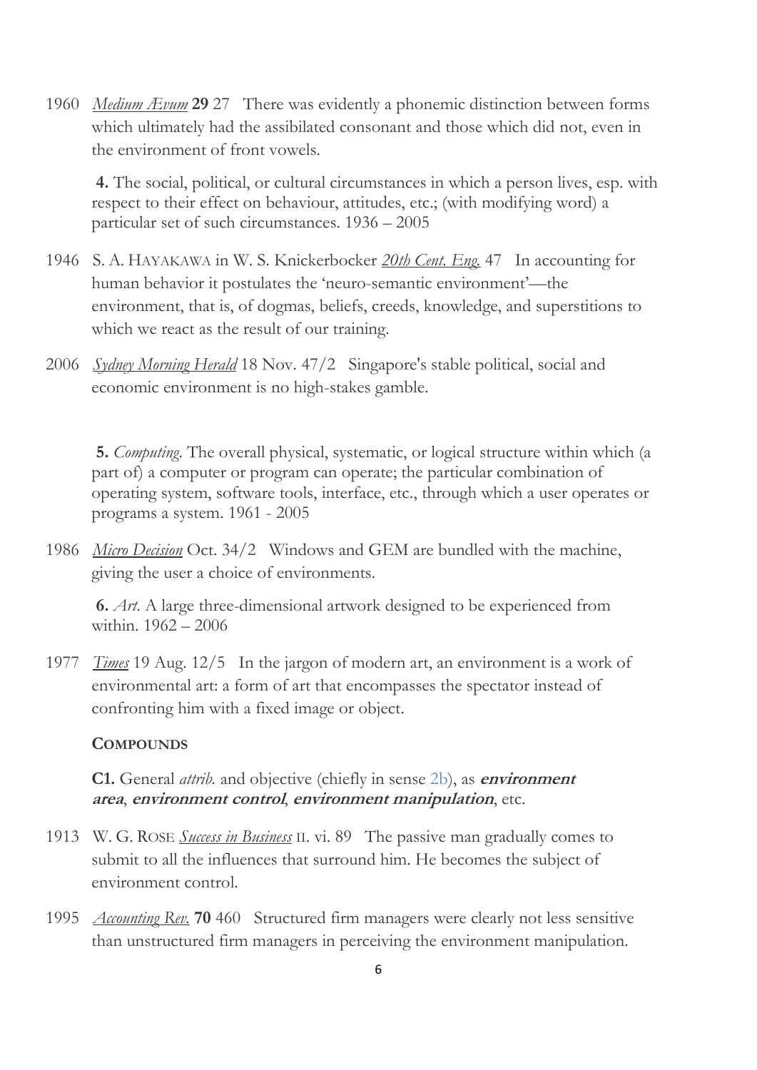1960 *Medium Ævum* **29** 27 There was evidently a phonemic distinction between forms which ultimately had the assibilated consonant and those which did not, even in the environment of front vowels.

**4.** The social, political, or cultural circumstances in which a person lives, esp. with respect to their effect on behaviour, attitudes, etc.; (with modifying word) a particular set of such circumstances. 1936 – 2005

1946 S. A. HAYAKAWA in W. S. Knickerbocker *20th Cent. Eng.* 47 In accounting for human behavior it postulates the 'neuro-semantic environment'—the environment, that is, of dogmas, beliefs, creeds, knowledge, and superstitions to which we react as the result of our training.

2006 *Sydney Morning Herald* 18 Nov. 47/2 Singapore's stable political, social and economic environment is no high-stakes gamble.

**5.** *Computing.* The overall physical, systematic, or logical structure within which (a part of) a computer or program can operate; the particular combination of operating system, software tools, interface, etc., through which a user operates or programs a system. 1961 - 2005

1986 *Micro Decision* Oct. 34/2 Windows and GEM are bundled with the machine, giving the user a choice of environments.

**6.** *Art.* A large three-dimensional artwork designed to be experienced from within. 1962 – 2006

1977 *Times* 19 Aug. 12/5 In the jargon of modern art, an environment is a work of environmental art: a form of art that encompasses the spectator instead of confronting him with a fixed image or object.

**COMPOUNDS**

**C1.** General *attrib.* and objective (chiefly in sense 2b), as ***environment area***, ***environment control***, ***environment manipulation***, etc.

1913 W. G. ROSE *Success in Business* II. vi. 89 The passive man gradually comes to submit to all the influences that surround him. He becomes the subject of environment control.

1995 *Accounting Rev.* **70** 460 Structured firm managers were clearly not less sensitive than unstructured firm managers in perceiving the environment manipulation.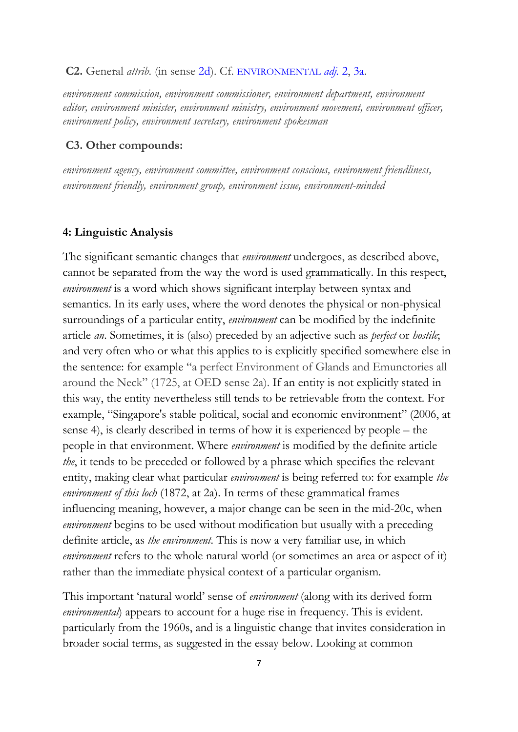**C2.** General *attrib.* (in sense 2d). Cf. ENVIRONMENTAL *adj.* 2, 3a.

*environment commission, environment commissioner, environment department, environment editor, environment minister, environment ministry, environment movement, environment officer, environment policy, environment secretary, environment spokesman*

**C3. Other compounds:**

*environment agency, environment committee, environment conscious, environment friendliness, environment friendly, environment group, environment issue, environment-minded*

**4: Linguistic Analysis**

The significant semantic changes that *environment* undergoes, as described above, cannot be separated from the way the word is used grammatically. In this respect, *environment* is a word which shows significant interplay between syntax and semantics. In its early uses, where the word denotes the physical or non-physical surroundings of a particular entity, *environment* can be modified by the indefinite article *an*. Sometimes, it is (also) preceded by an adjective such as *perfect* or *hostile*; and very often who or what this applies to is explicitly specified somewhere else in the sentence: for example "a perfect Environment of Glands and Emunctories all around the Neck" (1725, at OED sense 2a). If an entity is not explicitly stated in this way, the entity nevertheless still tends to be retrievable from the context. For example, "Singapore's stable political, social and economic environment" (2006, at sense 4), is clearly described in terms of how it is experienced by people – the people in that environment. Where *environment* is modified by the definite article *the*, it tends to be preceded or followed by a phrase which specifies the relevant entity, making clear what particular *environment* is being referred to: for example *the environment of this loch* (1872, at 2a). In terms of these grammatical frames influencing meaning, however, a major change can be seen in the mid-20c, when *environment* begins to be used without modification but usually with a preceding definite article, as *the environment*. This is now a very familiar use*,* in which *environment* refers to the whole natural world (or sometimes an area or aspect of it) rather than the immediate physical context of a particular organism.

This important 'natural world' sense of *environment* (along with its derived form *environmental*) appears to account for a huge rise in frequency. This is evident. particularly from the 1960s, and is a linguistic change that invites consideration in broader social terms, as suggested in the essay below. Looking at common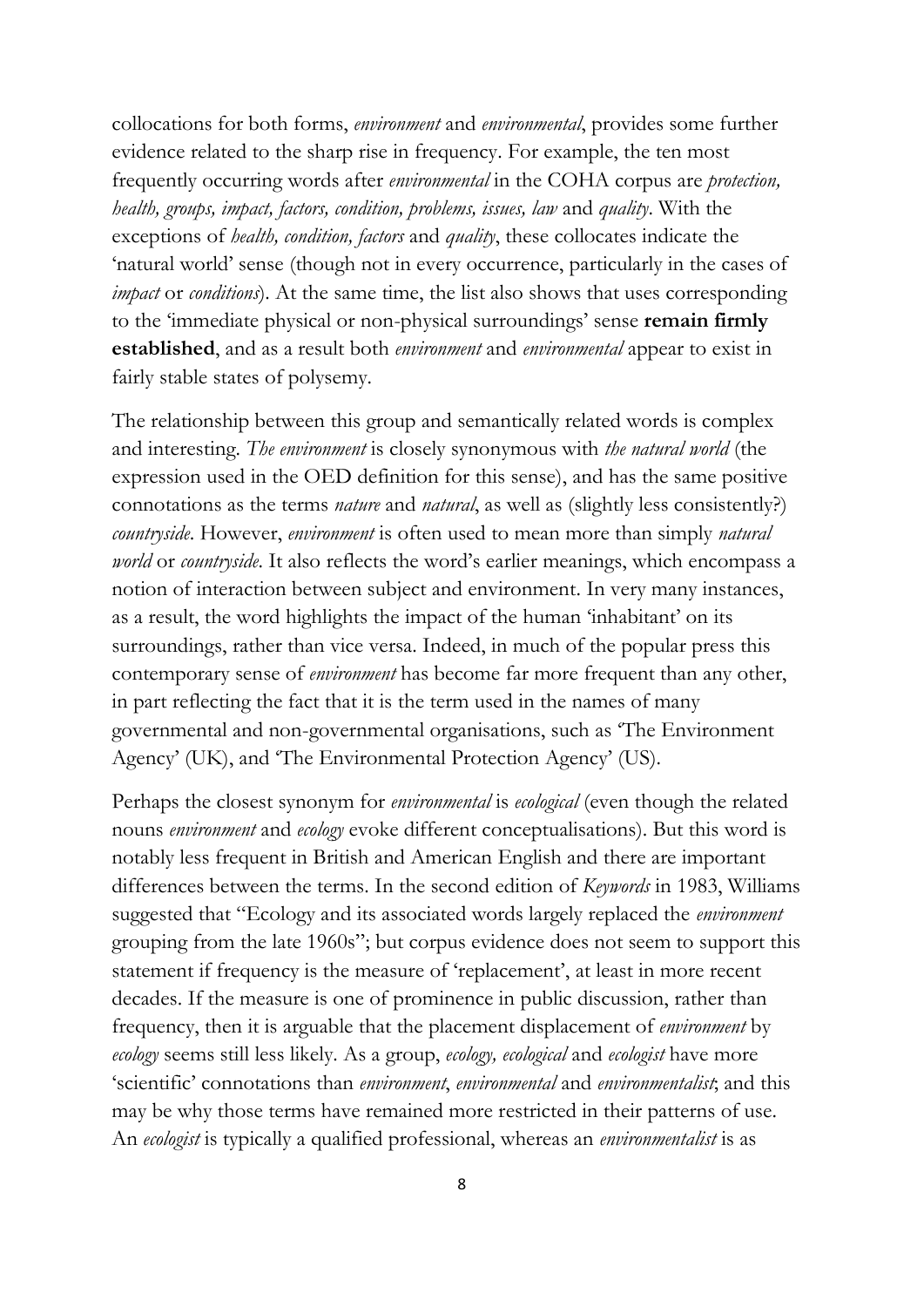collocations for both forms, *environment* and *environmental*, provides some further evidence related to the sharp rise in frequency. For example, the ten most frequently occurring words after *environmental* in the COHA corpus are *protection, health, groups, impact, factors, condition, problems, issues, law* and *quality*. With the exceptions of *health, condition, factors* and *quality*, these collocates indicate the 'natural world' sense (though not in every occurrence, particularly in the cases of *impact* or *conditions*). At the same time, the list also shows that uses corresponding to the 'immediate physical or non-physical surroundings' sense **remain firmly established**, and as a result both *environment* and *environmental* appear to exist in fairly stable states of polysemy.

The relationship between this group and semantically related words is complex and interesting. *The environment* is closely synonymous with *the natural world* (the expression used in the OED definition for this sense), and has the same positive connotations as the terms *nature* and *natural*, as well as (slightly less consistently?) *countryside*. However, *environment* is often used to mean more than simply *natural world* or *countryside*. It also reflects the word's earlier meanings, which encompass a notion of interaction between subject and environment. In very many instances, as a result, the word highlights the impact of the human 'inhabitant' on its surroundings, rather than vice versa. Indeed, in much of the popular press this contemporary sense of *environment* has become far more frequent than any other, in part reflecting the fact that it is the term used in the names of many governmental and non-governmental organisations, such as 'The Environment Agency' (UK), and 'The Environmental Protection Agency' (US).

Perhaps the closest synonym for *environmental* is *ecological* (even though the related nouns *environment* and *ecology* evoke different conceptualisations). But this word is notably less frequent in British and American English and there are important differences between the terms. In the second edition of *Keywords* in 1983, Williams suggested that "Ecology and its associated words largely replaced the *environment* grouping from the late 1960s"; but corpus evidence does not seem to support this statement if frequency is the measure of 'replacement', at least in more recent decades. If the measure is one of prominence in public discussion, rather than frequency, then it is arguable that the placement displacement of *environment* by *ecology* seems still less likely. As a group, *ecology, ecological* and *ecologist* have more 'scientific' connotations than *environment*, *environmental* and *environmentalist*; and this may be why those terms have remained more restricted in their patterns of use. An *ecologist* is typically a qualified professional, whereas an *environmentalist* is as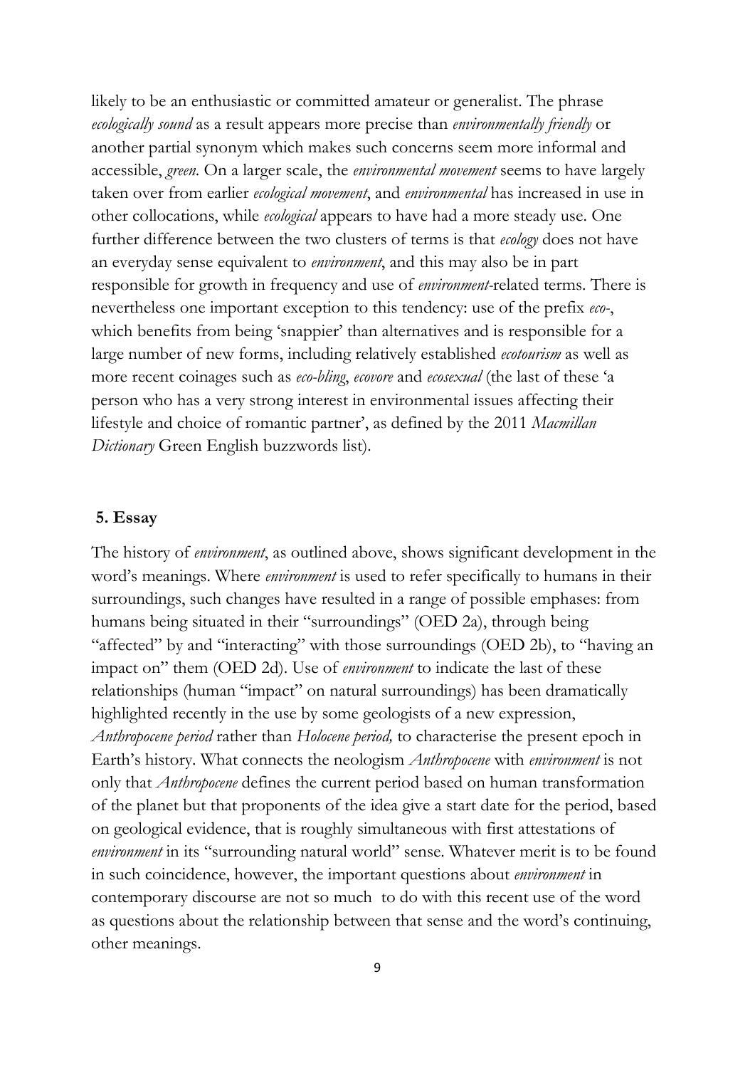likely to be an enthusiastic or committed amateur or generalist. The phrase *ecologically sound* as a result appears more precise than *environmentally friendly* or another partial synonym which makes such concerns seem more informal and accessible, *green*. On a larger scale, the *environmental movement* seems to have largely taken over from earlier *ecological movement*, and *environmental* has increased in use in other collocations, while *ecological* appears to have had a more steady use. One further difference between the two clusters of terms is that *ecology* does not have an everyday sense equivalent to *environment*, and this may also be in part responsible for growth in frequency and use of *environment*-related terms. There is nevertheless one important exception to this tendency: use of the prefix *eco-*, which benefits from being 'snappier' than alternatives and is responsible for a large number of new forms, including relatively established *ecotourism* as well as more recent coinages such as *eco-bling*, *ecovore* and *ecosexual* (the last of these 'a person who has a very strong interest in environmental issues affecting their lifestyle and choice of romantic partner', as defined by the 2011 *Macmillan Dictionary* Green English buzzwords list).

## 5. Essay

The history of *environment*, as outlined above, shows significant development in the word's meanings. Where *environment* is used to refer specifically to humans in their surroundings, such changes have resulted in a range of possible emphases: from humans being situated in their "surroundings" (OED 2a), through being "affected" by and "interacting" with those surroundings (OED 2b), to "having an impact on" them (OED 2d). Use of *environment* to indicate the last of these relationships (human "impact" on natural surroundings) has been dramatically highlighted recently in the use by some geologists of a new expression, *Anthropocene period* rather than *Holocene period,* to characterise the present epoch in Earth's history. What connects the neologism *Anthropocene* with *environment* is not only that *Anthropocene* defines the current period based on human transformation of the planet but that proponents of the idea give a start date for the period, based on geological evidence, that is roughly simultaneous with first attestations of *environment* in its "surrounding natural world" sense. Whatever merit is to be found in such coincidence, however, the important questions about *environment* in contemporary discourse are not so much to do with this recent use of the word as questions about the relationship between that sense and the word's continuing, other meanings.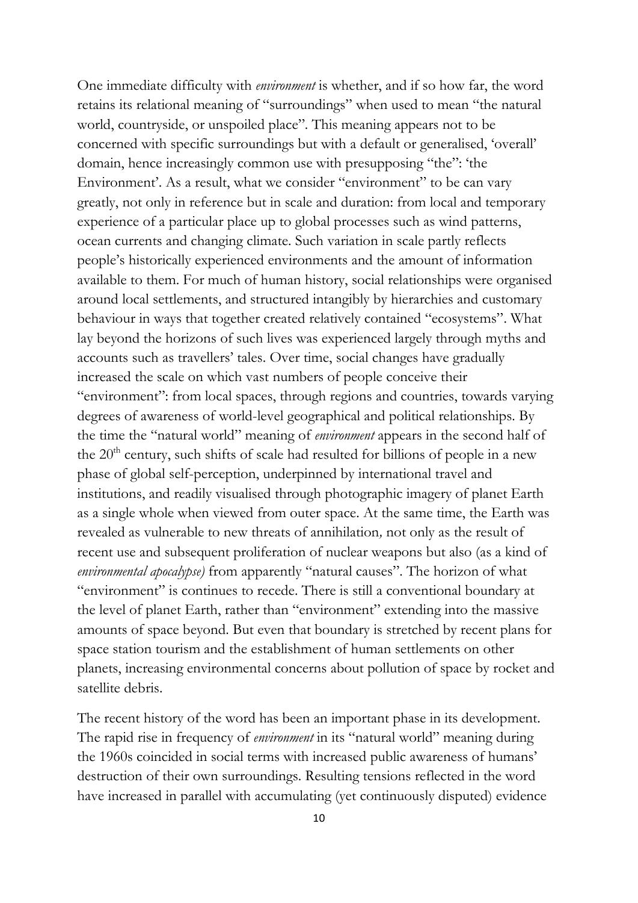One immediate difficulty with *environment* is whether, and if so how far, the word retains its relational meaning of "surroundings" when used to mean "the natural world, countryside, or unspoiled place". This meaning appears not to be concerned with specific surroundings but with a default or generalised, 'overall' domain, hence increasingly common use with presupposing "the": 'the Environment'. As a result, what we consider "environment" to be can vary greatly, not only in reference but in scale and duration: from local and temporary experience of a particular place up to global processes such as wind patterns, ocean currents and changing climate. Such variation in scale partly reflects people's historically experienced environments and the amount of information available to them. For much of human history, social relationships were organised around local settlements, and structured intangibly by hierarchies and customary behaviour in ways that together created relatively contained "ecosystems". What lay beyond the horizons of such lives was experienced largely through myths and accounts such as travellers' tales. Over time, social changes have gradually increased the scale on which vast numbers of people conceive their "environment": from local spaces, through regions and countries, towards varying degrees of awareness of world-level geographical and political relationships. By the time the "natural world" meaning of *environment* appears in the second half of the 20th century, such shifts of scale had resulted for billions of people in a new phase of global self-perception, underpinned by international travel and institutions, and readily visualised through photographic imagery of planet Earth as a single whole when viewed from outer space. At the same time, the Earth was revealed as vulnerable to new threats of annihilation, not only as the result of recent use and subsequent proliferation of nuclear weapons but also (as a kind of *environmental apocalypse)* from apparently "natural causes". The horizon of what "environment" is continues to recede. There is still a conventional boundary at the level of planet Earth, rather than "environment" extending into the massive amounts of space beyond. But even that boundary is stretched by recent plans for space station tourism and the establishment of human settlements on other planets, increasing environmental concerns about pollution of space by rocket and satellite debris.

The recent history of the word has been an important phase in its development. The rapid rise in frequency of *environment* in its "natural world" meaning during the 1960s coincided in social terms with increased public awareness of humans' destruction of their own surroundings. Resulting tensions reflected in the word have increased in parallel with accumulating (yet continuously disputed) evidence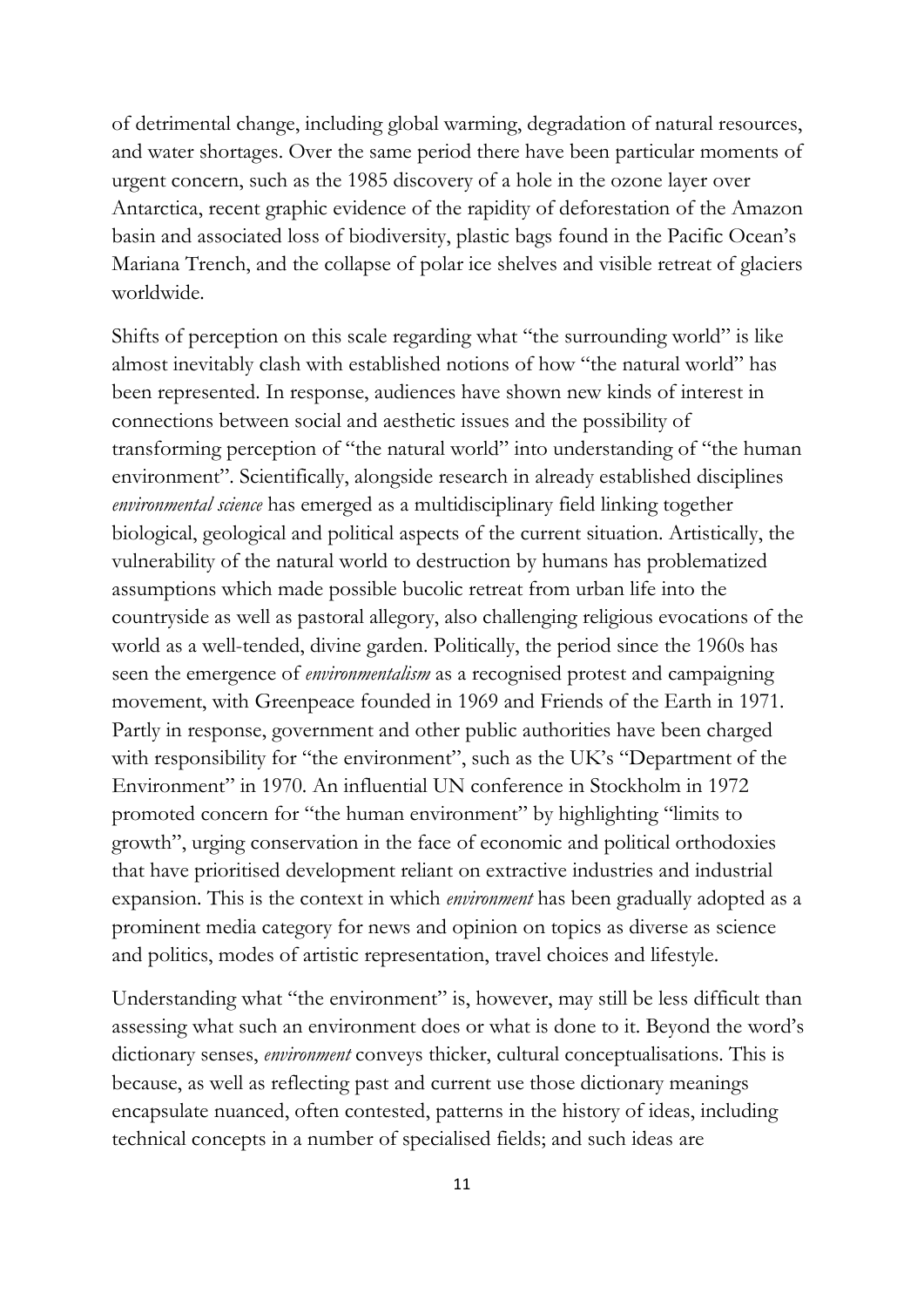of detrimental change, including global warming, degradation of natural resources, and water shortages. Over the same period there have been particular moments of urgent concern, such as the 1985 discovery of a hole in the ozone layer over Antarctica, recent graphic evidence of the rapidity of deforestation of the Amazon basin and associated loss of biodiversity, plastic bags found in the Pacific Ocean's Mariana Trench, and the collapse of polar ice shelves and visible retreat of glaciers worldwide.

Shifts of perception on this scale regarding what "the surrounding world" is like almost inevitably clash with established notions of how "the natural world" has been represented. In response, audiences have shown new kinds of interest in connections between social and aesthetic issues and the possibility of transforming perception of "the natural world" into understanding of "the human environment". Scientifically, alongside research in already established disciplines *environmental science* has emerged as a multidisciplinary field linking together biological, geological and political aspects of the current situation. Artistically, the vulnerability of the natural world to destruction by humans has problematized assumptions which made possible bucolic retreat from urban life into the countryside as well as pastoral allegory, also challenging religious evocations of the world as a well-tended, divine garden. Politically, the period since the 1960s has seen the emergence of *environmentalism* as a recognised protest and campaigning movement, with Greenpeace founded in 1969 and Friends of the Earth in 1971. Partly in response, government and other public authorities have been charged with responsibility for "the environment", such as the UK's "Department of the Environment" in 1970. An influential UN conference in Stockholm in 1972 promoted concern for "the human environment" by highlighting "limits to growth", urging conservation in the face of economic and political orthodoxies that have prioritised development reliant on extractive industries and industrial expansion. This is the context in which *environment* has been gradually adopted as a prominent media category for news and opinion on topics as diverse as science and politics, modes of artistic representation, travel choices and lifestyle.

Understanding what "the environment" is, however, may still be less difficult than assessing what such an environment does or what is done to it. Beyond the word's dictionary senses, *environment* conveys thicker, cultural conceptualisations. This is because, as well as reflecting past and current use those dictionary meanings encapsulate nuanced, often contested, patterns in the history of ideas, including technical concepts in a number of specialised fields; and such ideas are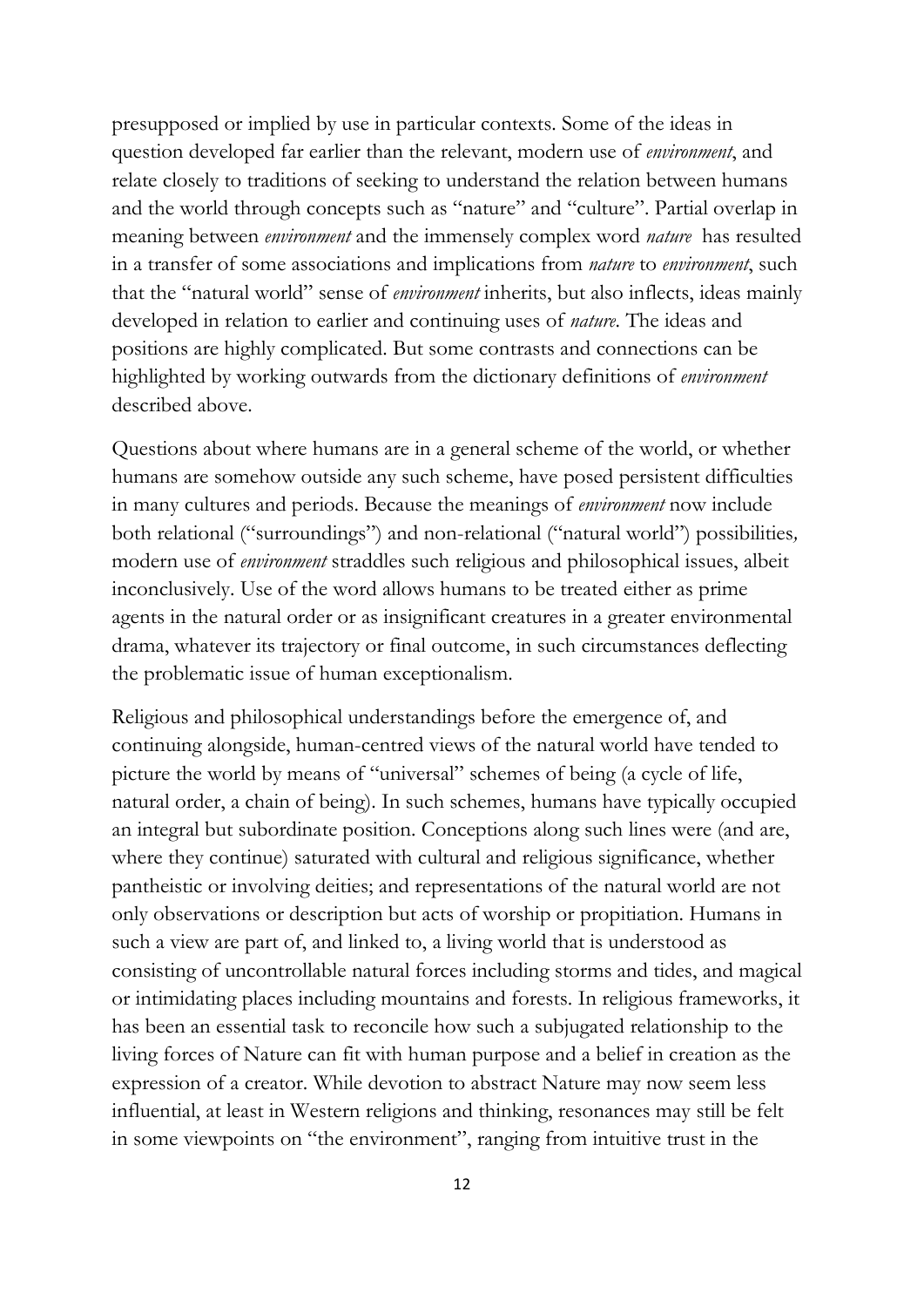presupposed or implied by use in particular contexts. Some of the ideas in question developed far earlier than the relevant, modern use of *environment*, and relate closely to traditions of seeking to understand the relation between humans and the world through concepts such as "nature" and "culture". Partial overlap in meaning between *environment* and the immensely complex word *nature* has resulted in a transfer of some associations and implications from *nature* to *environment*, such that the "natural world" sense of *environment* inherits, but also inflects, ideas mainly developed in relation to earlier and continuing uses of *nature*. The ideas and positions are highly complicated. But some contrasts and connections can be highlighted by working outwards from the dictionary definitions of *environment* described above.

Questions about where humans are in a general scheme of the world, or whether humans are somehow outside any such scheme, have posed persistent difficulties in many cultures and periods. Because the meanings of *environment* now include both relational ("surroundings") and non-relational ("natural world") possibilities*,* modern use of *environment* straddles such religious and philosophical issues, albeit inconclusively. Use of the word allows humans to be treated either as prime agents in the natural order or as insignificant creatures in a greater environmental drama, whatever its trajectory or final outcome, in such circumstances deflecting the problematic issue of human exceptionalism.

Religious and philosophical understandings before the emergence of, and continuing alongside, human-centred views of the natural world have tended to picture the world by means of "universal" schemes of being (a cycle of life, natural order, a chain of being). In such schemes, humans have typically occupied an integral but subordinate position. Conceptions along such lines were (and are, where they continue) saturated with cultural and religious significance, whether pantheistic or involving deities; and representations of the natural world are not only observations or description but acts of worship or propitiation. Humans in such a view are part of, and linked to, a living world that is understood as consisting of uncontrollable natural forces including storms and tides, and magical or intimidating places including mountains and forests. In religious frameworks, it has been an essential task to reconcile how such a subjugated relationship to the living forces of Nature can fit with human purpose and a belief in creation as the expression of a creator. While devotion to abstract Nature may now seem less influential, at least in Western religions and thinking, resonances may still be felt in some viewpoints on "the environment", ranging from intuitive trust in the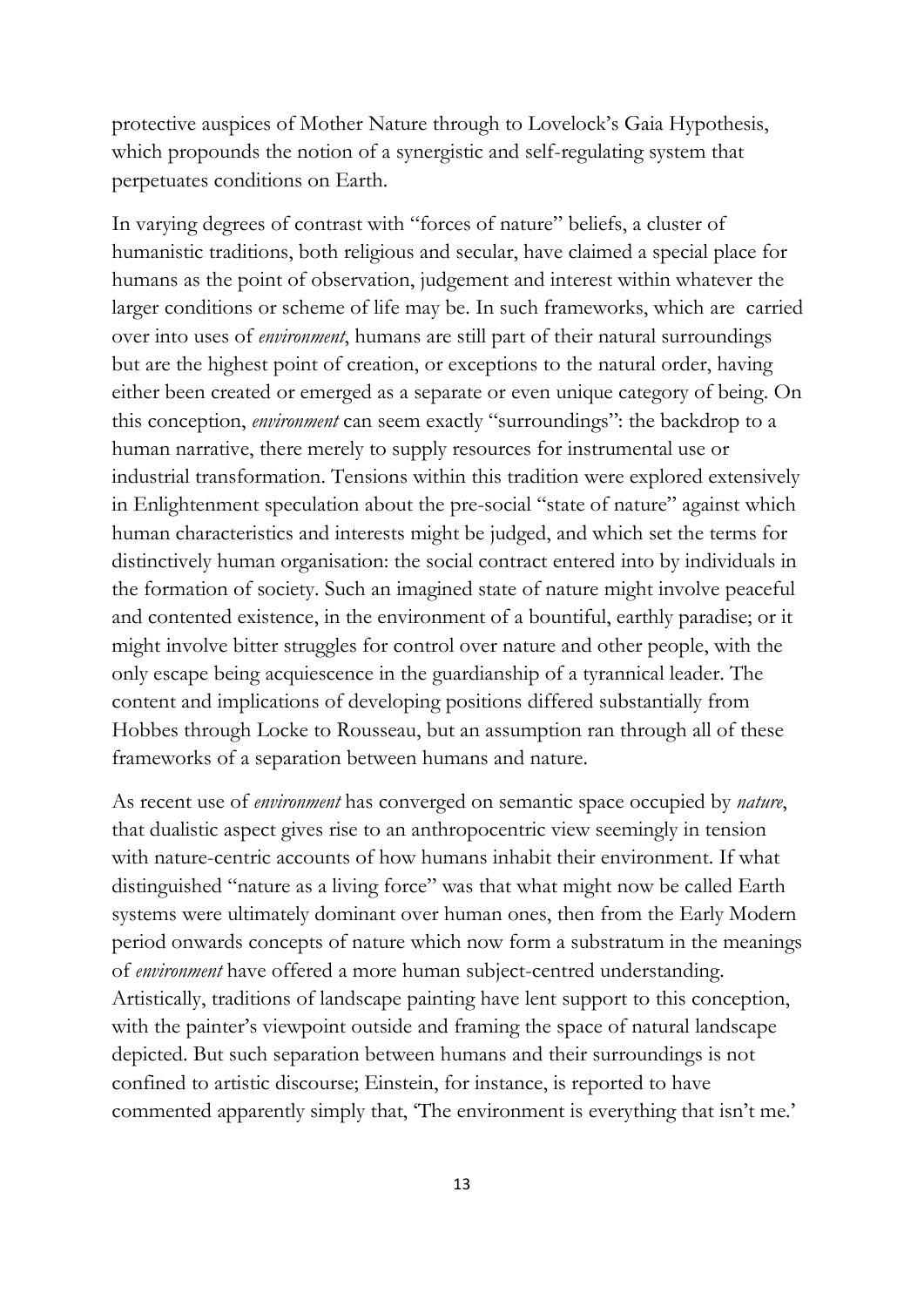protective auspices of Mother Nature through to Lovelock's Gaia Hypothesis, which propounds the notion of a synergistic and self-regulating system that perpetuates conditions on Earth.

In varying degrees of contrast with "forces of nature" beliefs, a cluster of humanistic traditions, both religious and secular, have claimed a special place for humans as the point of observation, judgement and interest within whatever the larger conditions or scheme of life may be. In such frameworks, which are carried over into uses of *environment*, humans are still part of their natural surroundings but are the highest point of creation, or exceptions to the natural order, having either been created or emerged as a separate or even unique category of being. On this conception, *environment* can seem exactly "surroundings": the backdrop to a human narrative, there merely to supply resources for instrumental use or industrial transformation. Tensions within this tradition were explored extensively in Enlightenment speculation about the pre-social "state of nature" against which human characteristics and interests might be judged, and which set the terms for distinctively human organisation: the social contract entered into by individuals in the formation of society. Such an imagined state of nature might involve peaceful and contented existence, in the environment of a bountiful, earthly paradise; or it might involve bitter struggles for control over nature and other people, with the only escape being acquiescence in the guardianship of a tyrannical leader. The content and implications of developing positions differed substantially from Hobbes through Locke to Rousseau, but an assumption ran through all of these frameworks of a separation between humans and nature.

As recent use of *environment* has converged on semantic space occupied by *nature*, that dualistic aspect gives rise to an anthropocentric view seemingly in tension with nature-centric accounts of how humans inhabit their environment. If what distinguished "nature as a living force" was that what might now be called Earth systems were ultimately dominant over human ones, then from the Early Modern period onwards concepts of nature which now form a substratum in the meanings of *environment* have offered a more human subject-centred understanding. Artistically, traditions of landscape painting have lent support to this conception, with the painter's viewpoint outside and framing the space of natural landscape depicted. But such separation between humans and their surroundings is not confined to artistic discourse; Einstein, for instance, is reported to have commented apparently simply that, 'The environment is everything that isn't me.'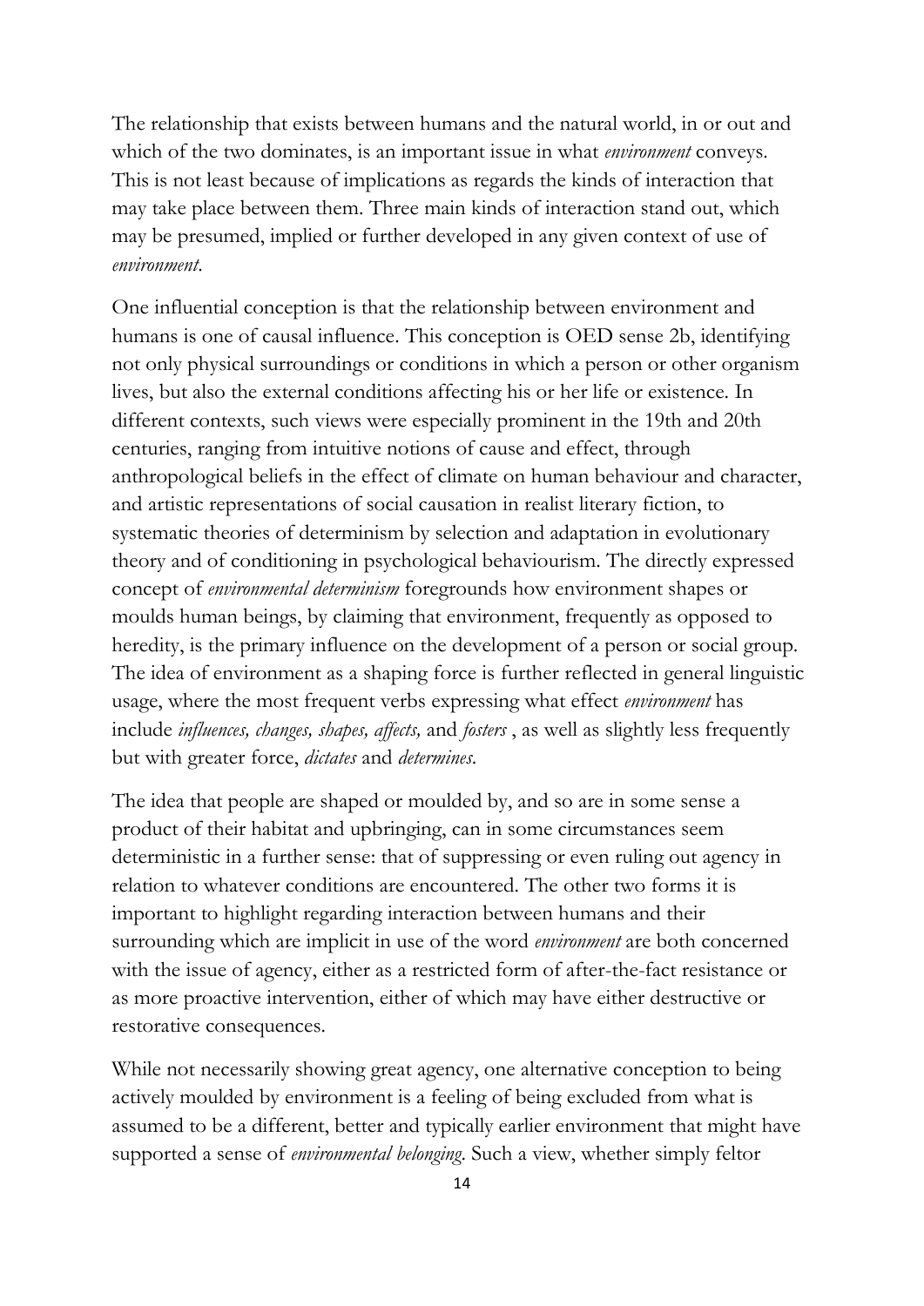The relationship that exists between humans and the natural world, in or out and which of the two dominates, is an important issue in what *environment* conveys. This is not least because of implications as regards the kinds of interaction that may take place between them. Three main kinds of interaction stand out, which may be presumed, implied or further developed in any given context of use of *environment*.

One influential conception is that the relationship between environment and humans is one of causal influence. This conception is OED sense 2b, identifying not only physical surroundings or conditions in which a person or other organism lives, but also the external conditions affecting his or her life or existence. In different contexts, such views were especially prominent in the 19th and 20th centuries, ranging from intuitive notions of cause and effect, through anthropological beliefs in the effect of climate on human behaviour and character, and artistic representations of social causation in realist literary fiction, to systematic theories of determinism by selection and adaptation in evolutionary theory and of conditioning in psychological behaviourism. The directly expressed concept of *environmental determinism* foregrounds how environment shapes or moulds human beings, by claiming that environment, frequently as opposed to heredity, is the primary influence on the development of a person or social group. The idea of environment as a shaping force is further reflected in general linguistic usage, where the most frequent verbs expressing what effect *environment* has include *influences, changes, shapes, affects,* and *fosters* , as well as slightly less frequently but with greater force, *dictates* and *determines*.

The idea that people are shaped or moulded by, and so are in some sense a product of their habitat and upbringing, can in some circumstances seem deterministic in a further sense: that of suppressing or even ruling out agency in relation to whatever conditions are encountered. The other two forms it is important to highlight regarding interaction between humans and their surrounding which are implicit in use of the word *environment* are both concerned with the issue of agency, either as a restricted form of after-the-fact resistance or as more proactive intervention, either of which may have either destructive or restorative consequences.

While not necessarily showing great agency, one alternative conception to being actively moulded by environment is a feeling of being excluded from what is assumed to be a different, better and typically earlier environment that might have supported a sense of *environmental belonging*. Such a view, whether simply feltor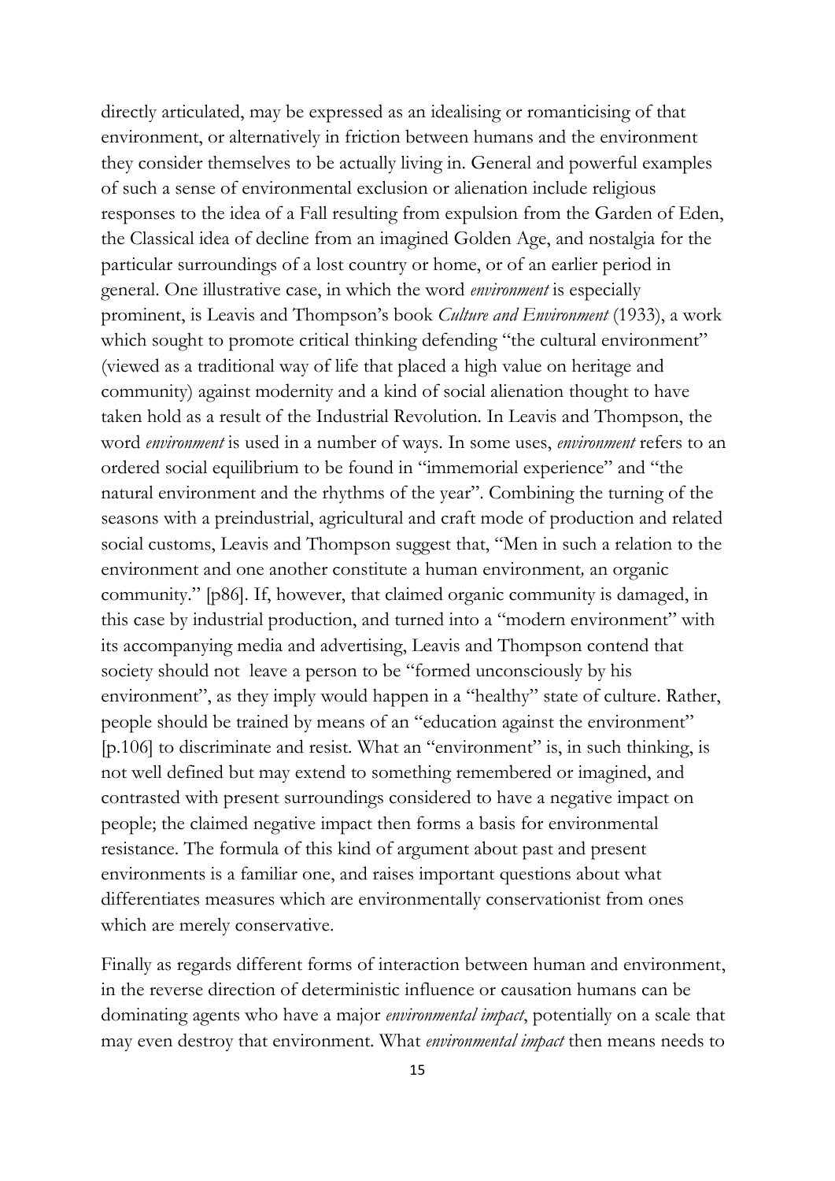directly articulated, may be expressed as an idealising or romanticising of that environment, or alternatively in friction between humans and the environment they consider themselves to be actually living in. General and powerful examples of such a sense of environmental exclusion or alienation include religious responses to the idea of a Fall resulting from expulsion from the Garden of Eden, the Classical idea of decline from an imagined Golden Age, and nostalgia for the particular surroundings of a lost country or home, or of an earlier period in general. One illustrative case, in which the word *environment* is especially prominent, is Leavis and Thompson's book *Culture and Environment* (1933), a work which sought to promote critical thinking defending "the cultural environment" (viewed as a traditional way of life that placed a high value on heritage and community) against modernity and a kind of social alienation thought to have taken hold as a result of the Industrial Revolution. In Leavis and Thompson, the word *environment* is used in a number of ways. In some uses, *environment* refers to an ordered social equilibrium to be found in "immemorial experience" and "the natural environment and the rhythms of the year". Combining the turning of the seasons with a preindustrial, agricultural and craft mode of production and related social customs, Leavis and Thompson suggest that, "Men in such a relation to the environment and one another constitute a human environment*,* an organic community." [p86]. If, however, that claimed organic community is damaged, in this case by industrial production, and turned into a "modern environment" with its accompanying media and advertising, Leavis and Thompson contend that society should not leave a person to be "formed unconsciously by his environment", as they imply would happen in a "healthy" state of culture. Rather, people should be trained by means of an "education against the environment" [p.106] to discriminate and resist. What an "environment" is, in such thinking, is not well defined but may extend to something remembered or imagined, and contrasted with present surroundings considered to have a negative impact on people; the claimed negative impact then forms a basis for environmental resistance. The formula of this kind of argument about past and present environments is a familiar one, and raises important questions about what differentiates measures which are environmentally conservationist from ones which are merely conservative.

Finally as regards different forms of interaction between human and environment, in the reverse direction of deterministic influence or causation humans can be dominating agents who have a major *environmental impact*, potentially on a scale that may even destroy that environment. What *environmental impact* then means needs to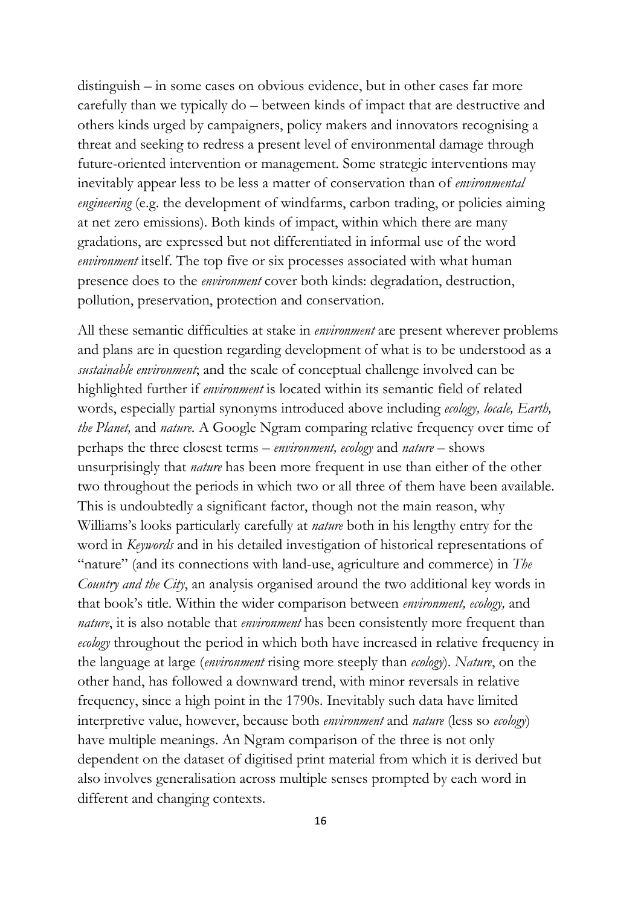distinguish – in some cases on obvious evidence, but in other cases far more carefully than we typically do – between kinds of impact that are destructive and others kinds urged by campaigners, policy makers and innovators recognising a threat and seeking to redress a present level of environmental damage through future-oriented intervention or management. Some strategic interventions may inevitably appear less to be less a matter of conservation than of *environmental engineering* (e.g. the development of windfarms, carbon trading, or policies aiming at net zero emissions). Both kinds of impact, within which there are many gradations, are expressed but not differentiated in informal use of the word *environment* itself. The top five or six processes associated with what human presence does to the *environment* cover both kinds: degradation, destruction, pollution, preservation, protection and conservation.

All these semantic difficulties at stake in *environment* are present wherever problems and plans are in question regarding development of what is to be understood as a *sustainable environment*; and the scale of conceptual challenge involved can be highlighted further if *environment* is located within its semantic field of related words, especially partial synonyms introduced above including *ecology, locale, Earth, the Planet,* and *nature.* A Google Ngram comparing relative frequency over time of perhaps the three closest terms – *environment, ecology* and *nature* – shows unsurprisingly that *nature* has been more frequent in use than either of the other two throughout the periods in which two or all three of them have been available. This is undoubtedly a significant factor, though not the main reason, why Williams's looks particularly carefully at *nature* both in his lengthy entry for the word in *Keywords* and in his detailed investigation of historical representations of "nature" (and its connections with land-use, agriculture and commerce) in *The Country and the City*, an analysis organised around the two additional key words in that book's title. Within the wider comparison between *environment, ecology,* and *nature*, it is also notable that *environment* has been consistently more frequent than *ecology* throughout the period in which both have increased in relative frequency in the language at large (*environment* rising more steeply than *ecology*). *Nature*, on the other hand, has followed a downward trend, with minor reversals in relative frequency, since a high point in the 1790s. Inevitably such data have limited interpretive value, however, because both *environment* and *nature* (less so *ecology*) have multiple meanings. An Ngram comparison of the three is not only dependent on the dataset of digitised print material from which it is derived but also involves generalisation across multiple senses prompted by each word in different and changing contexts.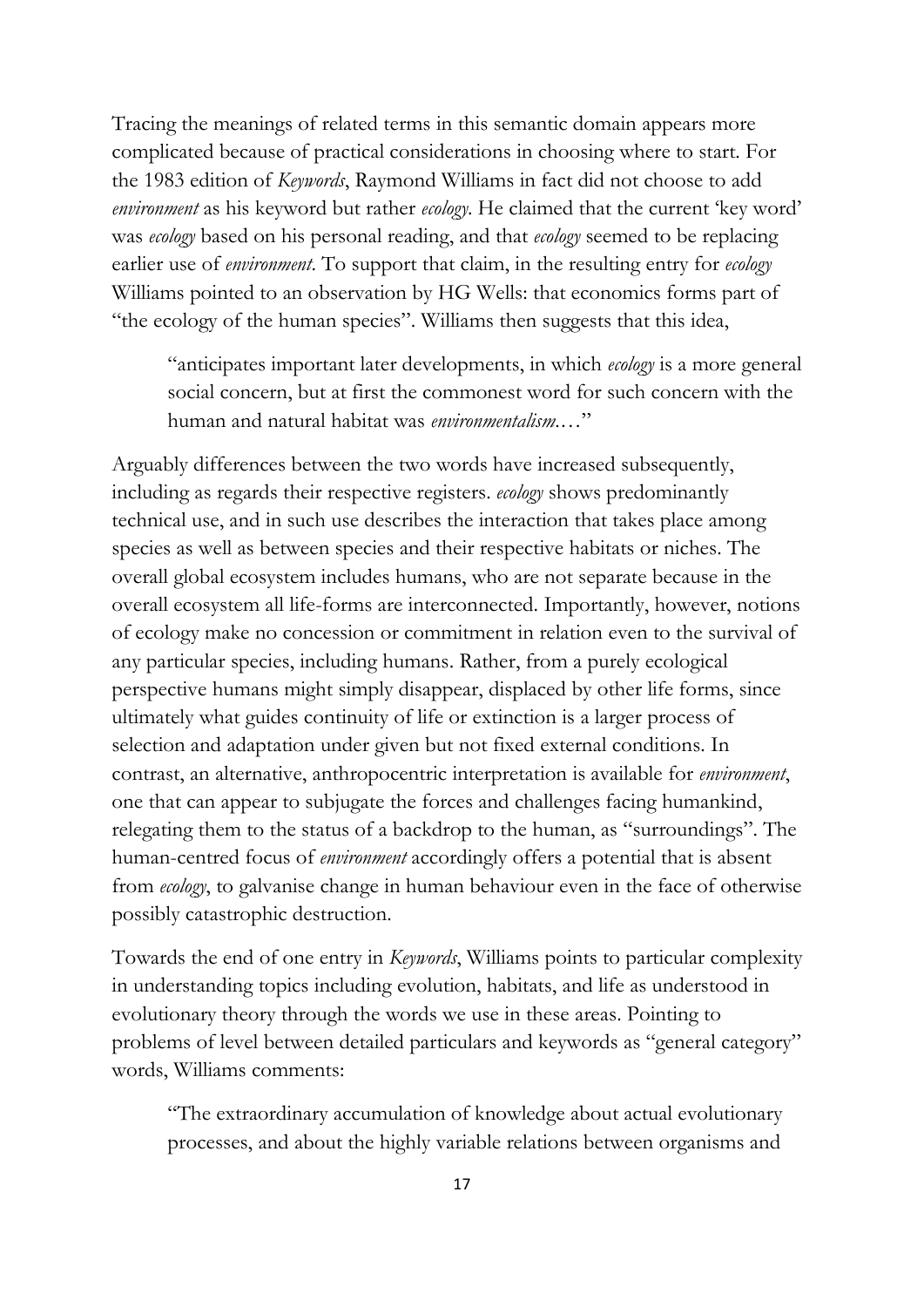Tracing the meanings of related terms in this semantic domain appears more complicated because of practical considerations in choosing where to start. For the 1983 edition of *Keywords*, Raymond Williams in fact did not choose to add *environment* as his keyword but rather *ecology*. He claimed that the current 'key word' was *ecology* based on his personal reading, and that *ecology* seemed to be replacing earlier use of *environment*. To support that claim, in the resulting entry for *ecology* Williams pointed to an observation by HG Wells: that economics forms part of "the ecology of the human species". Williams then suggests that this idea,

> "anticipates important later developments, in which *ecology* is a more general social concern, but at first the commonest word for such concern with the human and natural habitat was *environmentalism*.…"

Arguably differences between the two words have increased subsequently, including as regards their respective registers. *ecology* shows predominantly technical use, and in such use describes the interaction that takes place among species as well as between species and their respective habitats or niches. The overall global ecosystem includes humans, who are not separate because in the overall ecosystem all life-forms are interconnected. Importantly, however, notions of ecology make no concession or commitment in relation even to the survival of any particular species, including humans. Rather, from a purely ecological perspective humans might simply disappear, displaced by other life forms, since ultimately what guides continuity of life or extinction is a larger process of selection and adaptation under given but not fixed external conditions. In contrast, an alternative, anthropocentric interpretation is available for *environment*, one that can appear to subjugate the forces and challenges facing humankind, relegating them to the status of a backdrop to the human, as "surroundings". The human-centred focus of *environment* accordingly offers a potential that is absent from *ecology*, to galvanise change in human behaviour even in the face of otherwise possibly catastrophic destruction.

Towards the end of one entry in *Keywords*, Williams points to particular complexity in understanding topics including evolution, habitats, and life as understood in evolutionary theory through the words we use in these areas. Pointing to problems of level between detailed particulars and keywords as "general category" words, Williams comments:

> "The extraordinary accumulation of knowledge about actual evolutionary processes, and about the highly variable relations between organisms and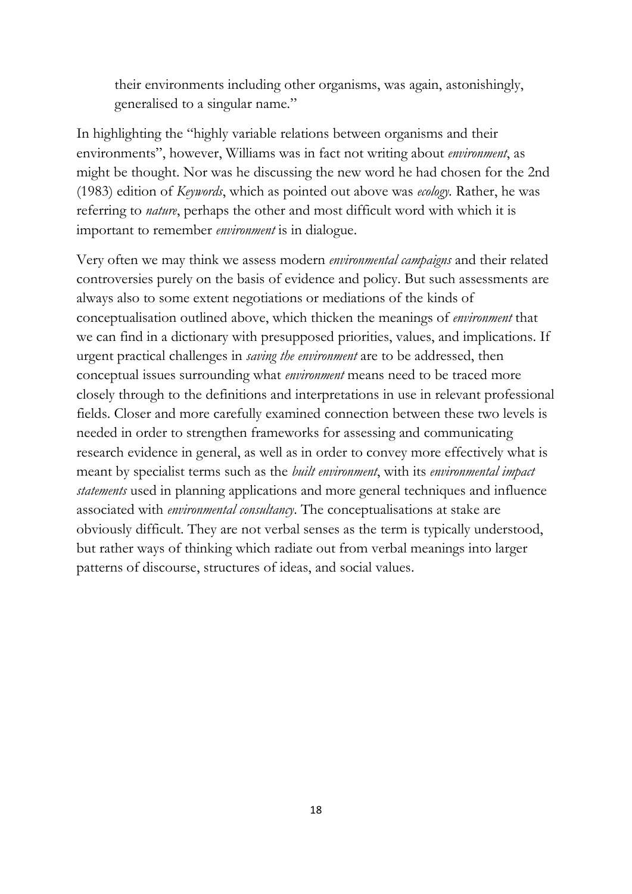> their environments including other organisms, was again, astonishingly, generalised to a singular name."

In highlighting the "highly variable relations between organisms and their environments", however, Williams was in fact not writing about *environment*, as might be thought. Nor was he discussing the new word he had chosen for the 2nd (1983) edition of *Keywords*, which as pointed out above was *ecology.* Rather, he was referring to *nature*, perhaps the other and most difficult word with which it is important to remember *environment* is in dialogue.

Very often we may think we assess modern *environmental campaigns* and their related controversies purely on the basis of evidence and policy. But such assessments are always also to some extent negotiations or mediations of the kinds of conceptualisation outlined above, which thicken the meanings of *environment* that we can find in a dictionary with presupposed priorities, values, and implications. If urgent practical challenges in *saving the environment* are to be addressed, then conceptual issues surrounding what *environment* means need to be traced more closely through to the definitions and interpretations in use in relevant professional fields. Closer and more carefully examined connection between these two levels is needed in order to strengthen frameworks for assessing and communicating research evidence in general, as well as in order to convey more effectively what is meant by specialist terms such as the *built environment*, with its *environmental impact statements* used in planning applications and more general techniques and influence associated with *environmental consultancy*. The conceptualisations at stake are obviously difficult. They are not verbal senses as the term is typically understood, but rather ways of thinking which radiate out from verbal meanings into larger patterns of discourse, structures of ideas, and social values.